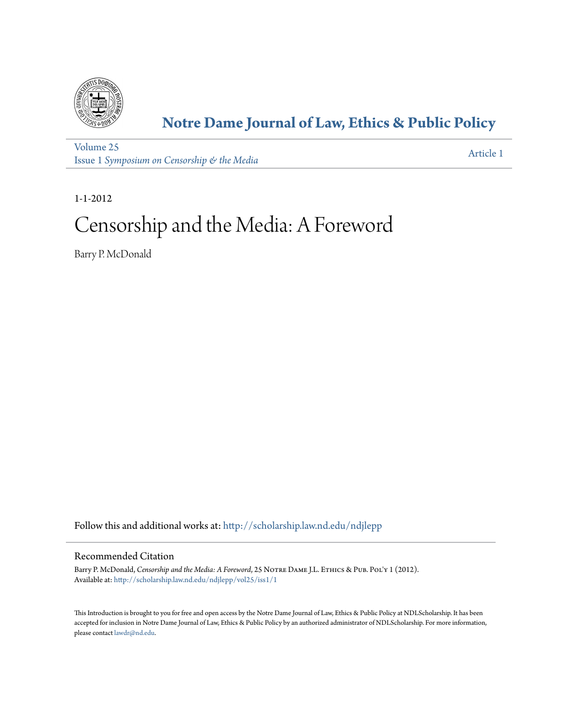# Notre Dame Journal of Law, Ethics & Public Policy

Volume 25
Issue 1 *Symposium on Censorship & the Media*

Article 1

1-1-2012

# Censorship and the Media: A Foreword

Barry P. McDonald

Follow this and additional works at: http://scholarship.law.nd.edu/ndjlepp

## Recommended Citation

Barry P. McDonald, *Censorship and the Media: A Foreword*, 25 Notre Dame J.L. Ethics & Pub. Pol'y 1 (2012).
Available at: http://scholarship.law.nd.edu/ndjlepp/vol25/iss1/1

This Introduction is brought to you for free and open access by the Notre Dame Journal of Law, Ethics & Public Policy at NDLScholarship. It has been accepted for inclusion in Notre Dame Journal of Law, Ethics & Public Policy by an authorized administrator of NDLScholarship. For more information, please contact lawdr@nd.edu.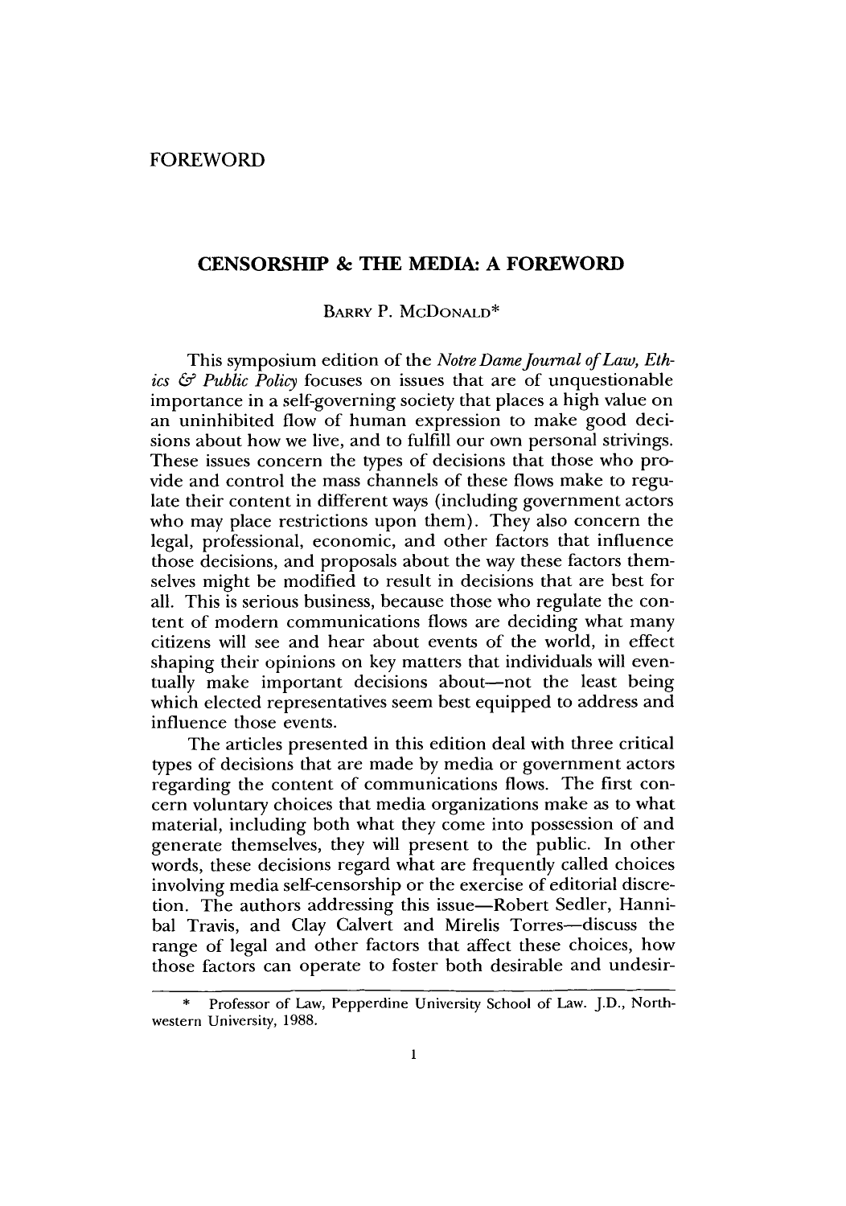FOREWORD

# CENSORSHIP & THE MEDIA: A FOREWORD

BARRY P. MCDONALD*

This symposium edition of the *Notre Dame Journal of Law, Ethics & Public Policy* focuses on issues that are of unquestionable importance in a self-governing society that places a high value on an uninhibited flow of human expression to make good decisions about how we live, and to fulfill our own personal strivings. These issues concern the types of decisions that those who provide and control the mass channels of these flows make to regulate their content in different ways (including government actors who may place restrictions upon them). They also concern the legal, professional, economic, and other factors that influence those decisions, and proposals about the way these factors themselves might be modified to result in decisions that are best for all. This is serious business, because those who regulate the content of modern communications flows are deciding what many citizens will see and hear about events of the world, in effect shaping their opinions on key matters that individuals will eventually make important decisions about—not the least being which elected representatives seem best equipped to address and influence those events.

The articles presented in this edition deal with three critical types of decisions that are made by media or government actors regarding the content of communications flows. The first concern voluntary choices that media organizations make as to what material, including both what they come into possession of and generate themselves, they will present to the public. In other words, these decisions regard what are frequently called choices involving media self-censorship or the exercise of editorial discretion. The authors addressing this issue—Robert Sedler, Hannibal Travis, and Clay Calvert and Mirelis Torres—discuss the range of legal and other factors that affect these choices, how those factors can operate to foster both desirable and undesir-

---

\* Professor of Law, Pepperdine University School of Law. J.D., Northwestern University, 1988.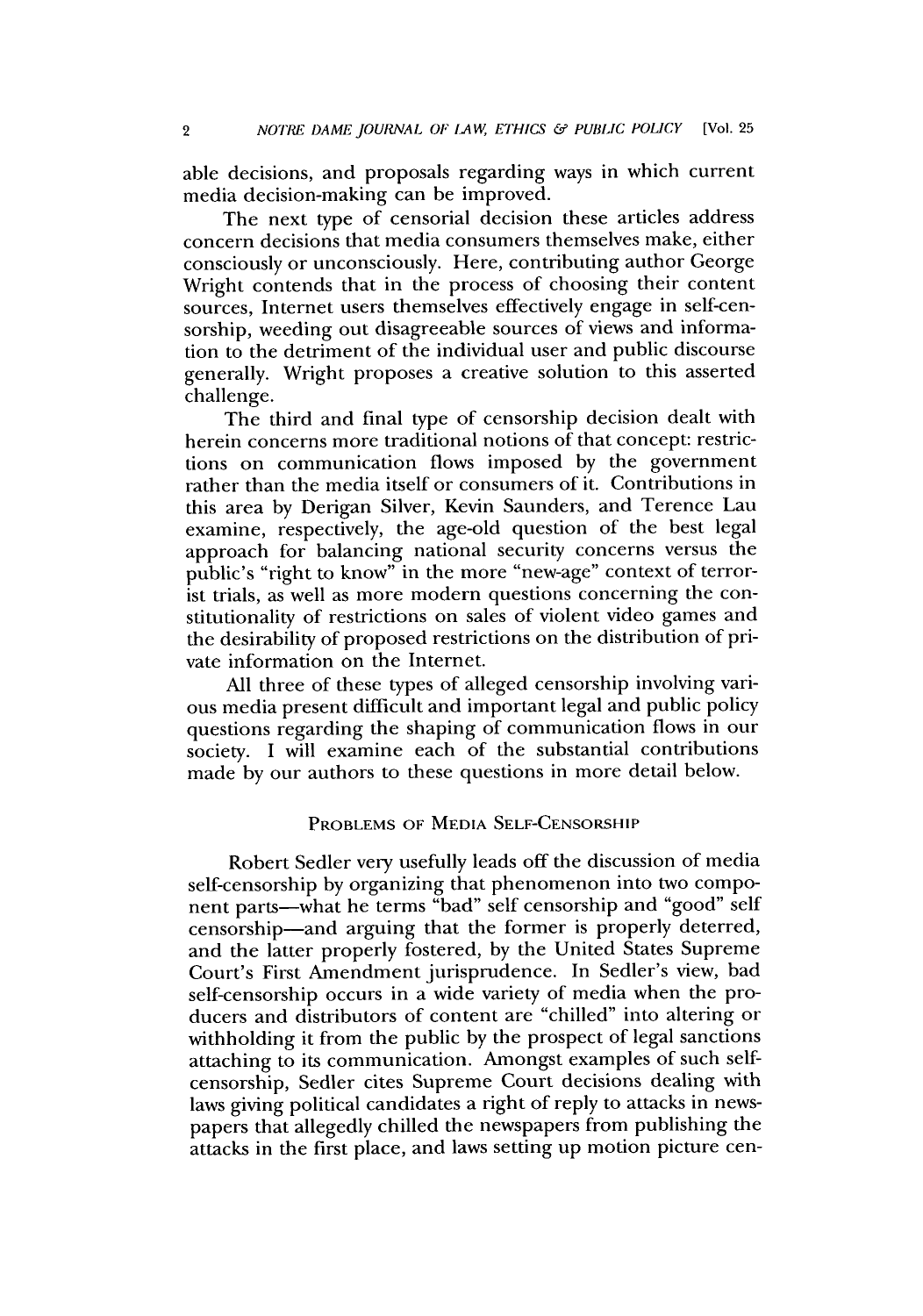able decisions, and proposals regarding ways in which current media decision-making can be improved.

The next type of censorial decision these articles address concern decisions that media consumers themselves make, either consciously or unconsciously. Here, contributing author George Wright contends that in the process of choosing their content sources, Internet users themselves effectively engage in self-censorship, weeding out disagreeable sources of views and information to the detriment of the individual user and public discourse generally. Wright proposes a creative solution to this asserted challenge.

The third and final type of censorship decision dealt with herein concerns more traditional notions of that concept: restrictions on communication flows imposed by the government rather than the media itself or consumers of it. Contributions in this area by Derigan Silver, Kevin Saunders, and Terence Lau examine, respectively, the age-old question of the best legal approach for balancing national security concerns versus the public's "right to know" in the more "new-age" context of terrorist trials, as well as more modern questions concerning the constitutionality of restrictions on sales of violent video games and the desirability of proposed restrictions on the distribution of private information on the Internet.

All three of these types of alleged censorship involving various media present difficult and important legal and public policy questions regarding the shaping of communication flows in our society. I will examine each of the substantial contributions made by our authors to these questions in more detail below.

## PROBLEMS OF MEDIA SELF-CENSORSHIP

Robert Sedler very usefully leads off the discussion of media self-censorship by organizing that phenomenon into two component parts—what he terms "bad" self censorship and "good" self censorship—and arguing that the former is properly deterred, and the latter properly fostered, by the United States Supreme Court's First Amendment jurisprudence. In Sedler's view, bad self-censorship occurs in a wide variety of media when the producers and distributors of content are "chilled" into altering or withholding it from the public by the prospect of legal sanctions attaching to its communication. Amongst examples of such self-censorship, Sedler cites Supreme Court decisions dealing with laws giving political candidates a right of reply to attacks in newspapers that allegedly chilled the newspapers from publishing the attacks in the first place, and laws setting up motion picture cen-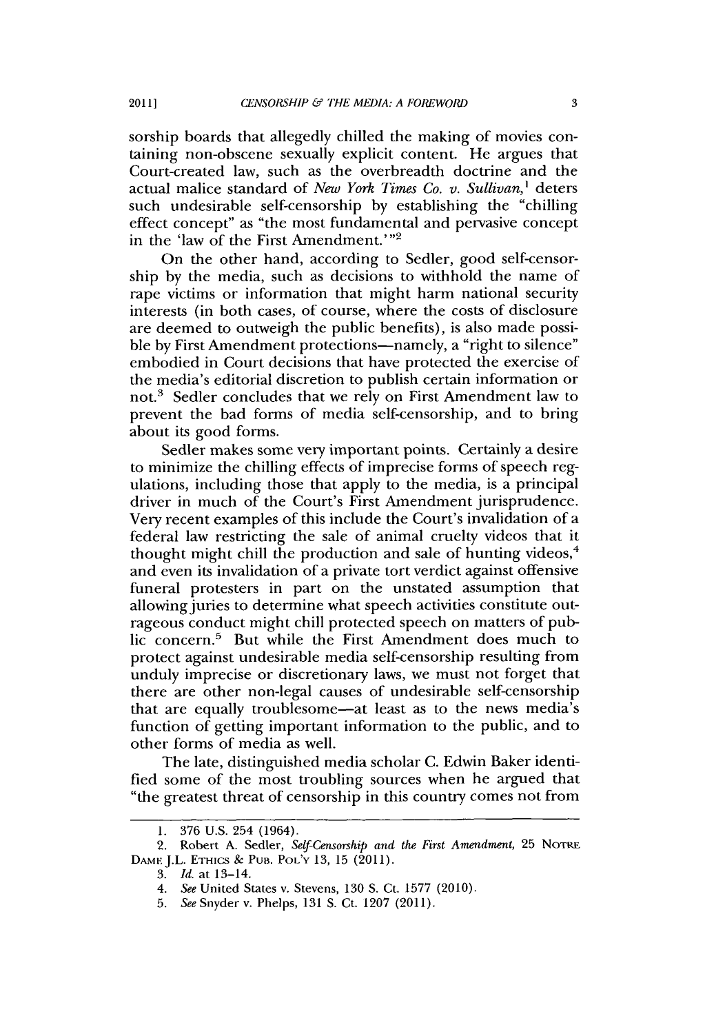sorship boards that allegedly chilled the making of movies containing non-obscene sexually explicit content. He argues that Court-created law, such as the overbreadth doctrine and the actual malice standard of *New York Times Co. v. Sullivan*,[1] deters such undesirable self-censorship by establishing the "chilling effect concept" as "the most fundamental and pervasive concept in the 'law of the First Amendment.'"[2]

On the other hand, according to Sedler, good self-censorship by the media, such as decisions to withhold the name of rape victims or information that might harm national security interests (in both cases, of course, where the costs of disclosure are deemed to outweigh the public benefits), is also made possible by First Amendment protections—namely, a "right to silence" embodied in Court decisions that have protected the exercise of the media's editorial discretion to publish certain information or not.[3] Sedler concludes that we rely on First Amendment law to prevent the bad forms of media self-censorship, and to bring about its good forms.

Sedler makes some very important points. Certainly a desire to minimize the chilling effects of imprecise forms of speech regulations, including those that apply to the media, is a principal driver in much of the Court's First Amendment jurisprudence. Very recent examples of this include the Court's invalidation of a federal law restricting the sale of animal cruelty videos that it thought might chill the production and sale of hunting videos,[4] and even its invalidation of a private tort verdict against offensive funeral protesters in part on the unstated assumption that allowing juries to determine what speech activities constitute outrageous conduct might chill protected speech on matters of public concern.[5] But while the First Amendment does much to protect against undesirable media self-censorship resulting from unduly imprecise or discretionary laws, we must not forget that there are other non-legal causes of undesirable self-censorship that are equally troublesome—at least as to the news media's function of getting important information to the public, and to other forms of media as well.

The late, distinguished media scholar C. Edwin Baker identified some of the most troubling sources when he argued that "the greatest threat of censorship in this country comes not from

---

1. 376 U.S. 254 (1964).

2. Robert A. Sedler, *Self-Censorship and the First Amendment*, 25 NOTRE DAME J.L. ETHICS & PUB. POL'Y 13, 15 (2011).

3. *Id.* at 13–14.

4. *See* United States v. Stevens, 130 S. Ct. 1577 (2010).

5. *See* Snyder v. Phelps, 131 S. Ct. 1207 (2011).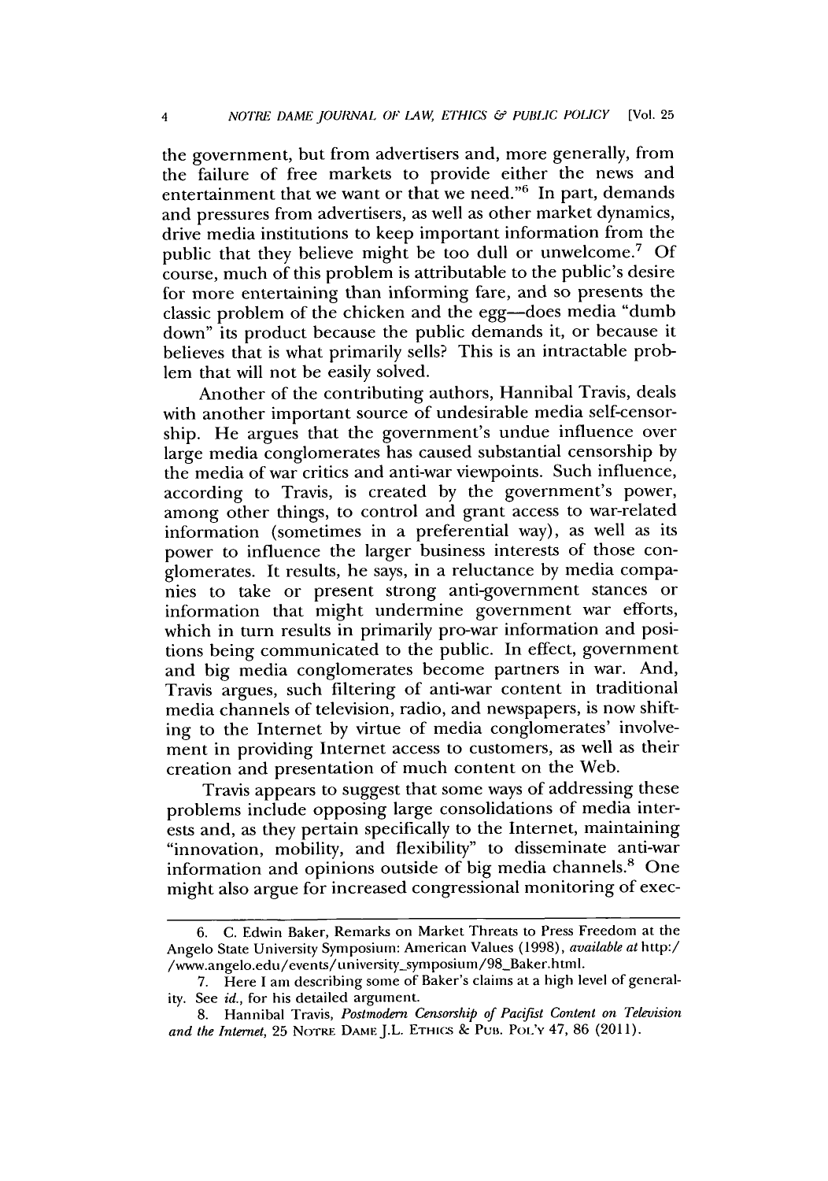the government, but from advertisers and, more generally, from the failure of free markets to provide either the news and entertainment that we want or that we need."[6] In part, demands and pressures from advertisers, as well as other market dynamics, drive media institutions to keep important information from the public that they believe might be too dull or unwelcome.[7] Of course, much of this problem is attributable to the public's desire for more entertaining than informing fare, and so presents the classic problem of the chicken and the egg—does media "dumb down" its product because the public demands it, or because it believes that is what primarily sells? This is an intractable problem that will not be easily solved.

Another of the contributing authors, Hannibal Travis, deals with another important source of undesirable media self-censorship. He argues that the government's undue influence over large media conglomerates has caused substantial censorship by the media of war critics and anti-war viewpoints. Such influence, according to Travis, is created by the government's power, among other things, to control and grant access to war-related information (sometimes in a preferential way), as well as its power to influence the larger business interests of those conglomerates. It results, he says, in a reluctance by media companies to take or present strong anti-government stances or information that might undermine government war efforts, which in turn results in primarily pro-war information and positions being communicated to the public. In effect, government and big media conglomerates become partners in war. And, Travis argues, such filtering of anti-war content in traditional media channels of television, radio, and newspapers, is now shifting to the Internet by virtue of media conglomerates' involvement in providing Internet access to customers, as well as their creation and presentation of much content on the Web.

Travis appears to suggest that some ways of addressing these problems include opposing large consolidations of media interests and, as they pertain specifically to the Internet, maintaining "innovation, mobility, and flexibility" to disseminate anti-war information and opinions outside of big media channels.[8] One might also argue for increased congressional monitoring of exec-

---

6. C. Edwin Baker, Remarks on Market Threats to Press Freedom at the Angelo State University Symposium: American Values (1998), *available at* http://www.angelo.edu/events/university_symposium/98_Baker.html.

7. Here I am describing some of Baker's claims at a high level of generality. See *id.*, for his detailed argument.

8. Hannibal Travis, *Postmodern Censorship of Pacifist Content on Television and the Internet*, 25 NOTRE DAME J.L. ETHICS & PUB. POL'Y 47, 86 (2011).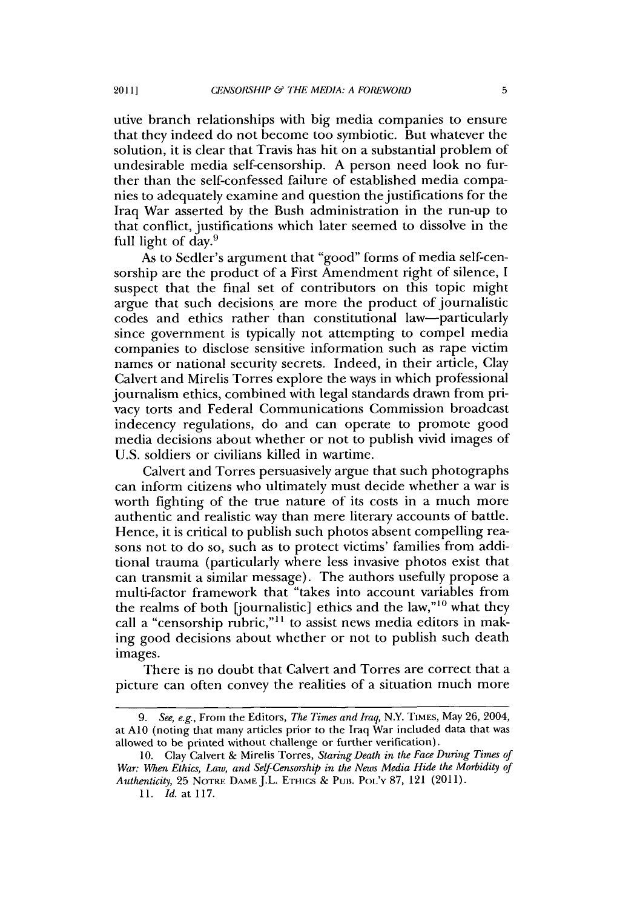utive branch relationships with big media companies to ensure that they indeed do not become too symbiotic. But whatever the solution, it is clear that Travis has hit on a substantial problem of undesirable media self-censorship. A person need look no further than the self-confessed failure of established media companies to adequately examine and question the justifications for the Iraq War asserted by the Bush administration in the run-up to that conflict, justifications which later seemed to dissolve in the full light of day.[9]

As to Sedler's argument that "good" forms of media self-censorship are the product of a First Amendment right of silence, I suspect that the final set of contributors on this topic might argue that such decisions are more the product of journalistic codes and ethics rather than constitutional law—particularly since government is typically not attempting to compel media companies to disclose sensitive information such as rape victim names or national security secrets. Indeed, in their article, Clay Calvert and Mirelis Torres explore the ways in which professional journalism ethics, combined with legal standards drawn from privacy torts and Federal Communications Commission broadcast indecency regulations, do and can operate to promote good media decisions about whether or not to publish vivid images of U.S. soldiers or civilians killed in wartime.

Calvert and Torres persuasively argue that such photographs can inform citizens who ultimately must decide whether a war is worth fighting of the true nature of its costs in a much more authentic and realistic way than mere literary accounts of battle. Hence, it is critical to publish such photos absent compelling reasons not to do so, such as to protect victims' families from additional trauma (particularly where less invasive photos exist that can transmit a similar message). The authors usefully propose a multi-factor framework that "takes into account variables from the realms of both [journalistic] ethics and the law,"[10] what they call a "censorship rubric,"[11] to assist news media editors in making good decisions about whether or not to publish such death images.

There is no doubt that Calvert and Torres are correct that a picture can often convey the realities of a situation much more

---

9. *See, e.g.*, From the Editors, *The Times and Iraq*, N.Y. TIMES, May 26, 2004, at A10 (noting that many articles prior to the Iraq War included data that was allowed to be printed without challenge or further verification).

10. Clay Calvert & Mirelis Torres, *Staring Death in the Face During Times of War: When Ethics, Law, and Self-Censorship in the News Media Hide the Morbidity of Authenticity*, 25 NOTRE DAME J.L. ETHICS & PUB. POL'Y 87, 121 (2011).

11. *Id.* at 117.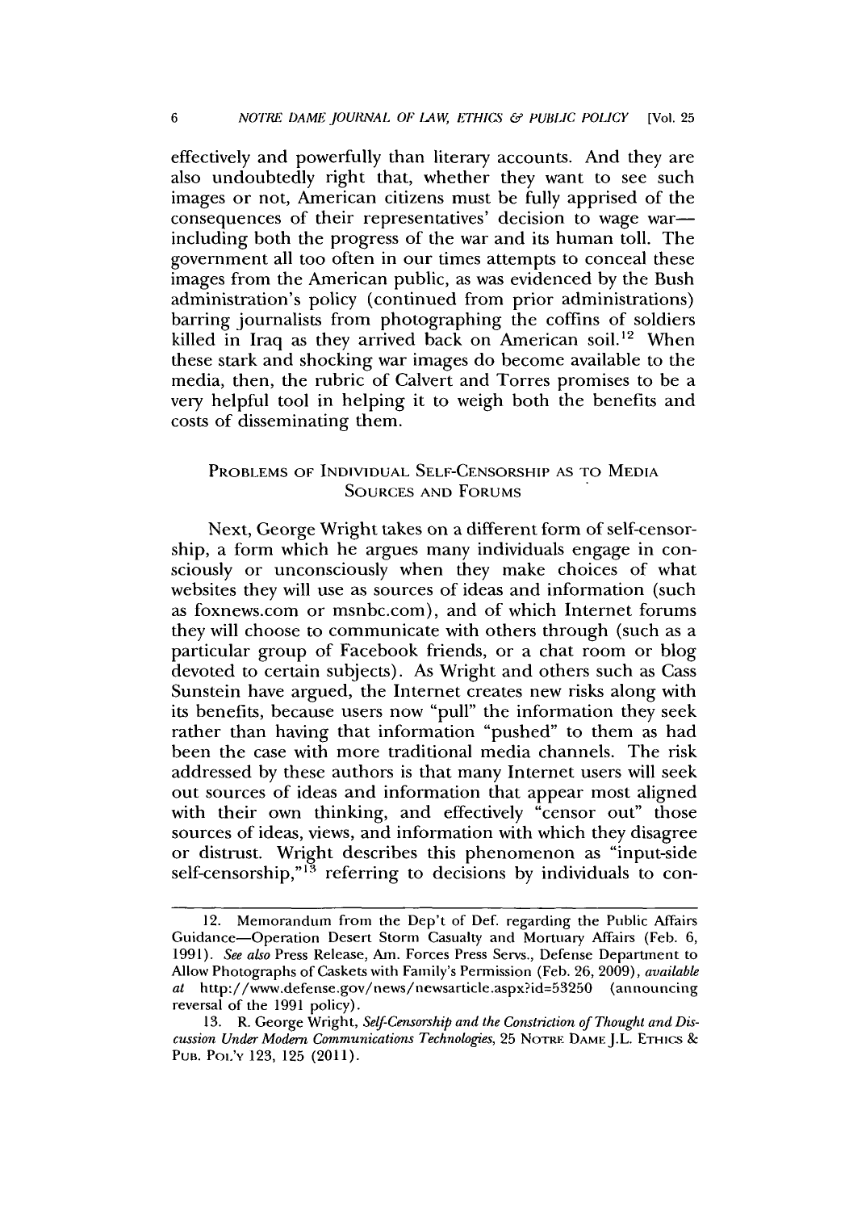effectively and powerfully than literary accounts. And they are also undoubtedly right that, whether they want to see such images or not, American citizens must be fully apprised of the consequences of their representatives' decision to wage war—including both the progress of the war and its human toll. The government all too often in our times attempts to conceal these images from the American public, as was evidenced by the Bush administration's policy (continued from prior administrations) barring journalists from photographing the coffins of soldiers killed in Iraq as they arrived back on American soil.[12] When these stark and shocking war images do become available to the media, then, the rubric of Calvert and Torres promises to be a very helpful tool in helping it to weigh both the benefits and costs of disseminating them.

## Problems of Individual Self-Censorship as to Media Sources and Forums

Next, George Wright takes on a different form of self-censorship, a form which he argues many individuals engage in consciously or unconsciously when they make choices of what websites they will use as sources of ideas and information (such as foxnews.com or msnbc.com), and of which Internet forums they will choose to communicate with others through (such as a particular group of Facebook friends, or a chat room or blog devoted to certain subjects). As Wright and others such as Cass Sunstein have argued, the Internet creates new risks along with its benefits, because users now "pull" the information they seek rather than having that information "pushed" to them as had been the case with more traditional media channels. The risk addressed by these authors is that many Internet users will seek out sources of ideas and information that appear most aligned with their own thinking, and effectively "censor out" those sources of ideas, views, and information with which they disagree or distrust. Wright describes this phenomenon as "input-side self-censorship,"[13] referring to decisions by individuals to con-

---

12. Memorandum from the Dep't of Def. regarding the Public Affairs Guidance—Operation Desert Storm Casualty and Mortuary Affairs (Feb. 6, 1991). *See also* Press Release, Am. Forces Press Servs., Defense Department to Allow Photographs of Caskets with Family's Permission (Feb. 26, 2009), *available at* http://www.defense.gov/news/newsarticle.aspx?id=53250 (announcing reversal of the 1991 policy).

13. R. George Wright, *Self-Censorship and the Constriction of Thought and Discussion Under Modern Communications Technologies*, 25 NOTRE DAME J.L. ETHICS & PUB. POL'Y 123, 125 (2011).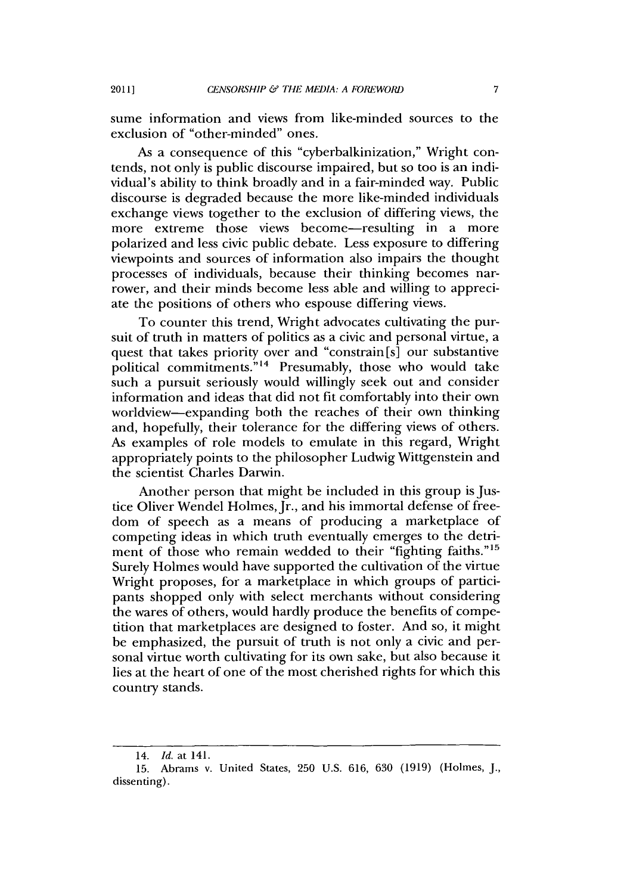sume information and views from like-minded sources to the exclusion of "other-minded" ones.

As a consequence of this "cyberbalkinization," Wright contends, not only is public discourse impaired, but so too is an individual's ability to think broadly and in a fair-minded way. Public discourse is degraded because the more like-minded individuals exchange views together to the exclusion of differing views, the more extreme those views become—resulting in a more polarized and less civic public debate. Less exposure to differing viewpoints and sources of information also impairs the thought processes of individuals, because their thinking becomes narrower, and their minds become less able and willing to appreciate the positions of others who espouse differing views.

To counter this trend, Wright advocates cultivating the pursuit of truth in matters of politics as a civic and personal virtue, a quest that takes priority over and "constrain[s] our substantive political commitments."[14] Presumably, those who would take such a pursuit seriously would willingly seek out and consider information and ideas that did not fit comfortably into their own worldview—expanding both the reaches of their own thinking and, hopefully, their tolerance for the differing views of others. As examples of role models to emulate in this regard, Wright appropriately points to the philosopher Ludwig Wittgenstein and the scientist Charles Darwin.

Another person that might be included in this group is Justice Oliver Wendel Holmes, Jr., and his immortal defense of freedom of speech as a means of producing a marketplace of competing ideas in which truth eventually emerges to the detriment of those who remain wedded to their "fighting faiths."[15] Surely Holmes would have supported the cultivation of the virtue Wright proposes, for a marketplace in which groups of participants shopped only with select merchants without considering the wares of others, would hardly produce the benefits of competition that marketplaces are designed to foster. And so, it might be emphasized, the pursuit of truth is not only a civic and personal virtue worth cultivating for its own sake, but also because it lies at the heart of one of the most cherished rights for which this country stands.

---

14. *Id.* at 141.

15. Abrams v. United States, 250 U.S. 616, 630 (1919) (Holmes, J., dissenting).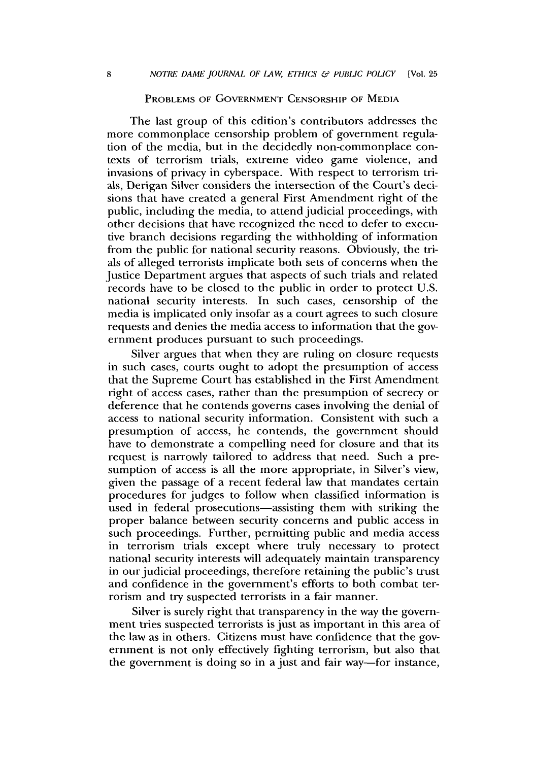## PROBLEMS OF GOVERNMENT CENSORSHIP OF MEDIA

The last group of this edition's contributors addresses the more commonplace censorship problem of government regulation of the media, but in the decidedly non-commonplace contexts of terrorism trials, extreme video game violence, and invasions of privacy in cyberspace. With respect to terrorism trials, Derigan Silver considers the intersection of the Court's decisions that have created a general First Amendment right of the public, including the media, to attend judicial proceedings, with other decisions that have recognized the need to defer to executive branch decisions regarding the withholding of information from the public for national security reasons. Obviously, the trials of alleged terrorists implicate both sets of concerns when the Justice Department argues that aspects of such trials and related records have to be closed to the public in order to protect U.S. national security interests. In such cases, censorship of the media is implicated only insofar as a court agrees to such closure requests and denies the media access to information that the government produces pursuant to such proceedings.

Silver argues that when they are ruling on closure requests in such cases, courts ought to adopt the presumption of access that the Supreme Court has established in the First Amendment right of access cases, rather than the presumption of secrecy or deference that he contends governs cases involving the denial of access to national security information. Consistent with such a presumption of access, he contends, the government should have to demonstrate a compelling need for closure and that its request is narrowly tailored to address that need. Such a presumption of access is all the more appropriate, in Silver's view, given the passage of a recent federal law that mandates certain procedures for judges to follow when classified information is used in federal prosecutions—assisting them with striking the proper balance between security concerns and public access in such proceedings. Further, permitting public and media access in terrorism trials except where truly necessary to protect national security interests will adequately maintain transparency in our judicial proceedings, therefore retaining the public's trust and confidence in the government's efforts to both combat terrorism and try suspected terrorists in a fair manner.

Silver is surely right that transparency in the way the government tries suspected terrorists is just as important in this area of the law as in others. Citizens must have confidence that the government is not only effectively fighting terrorism, but also that the government is doing so in a just and fair way—for instance,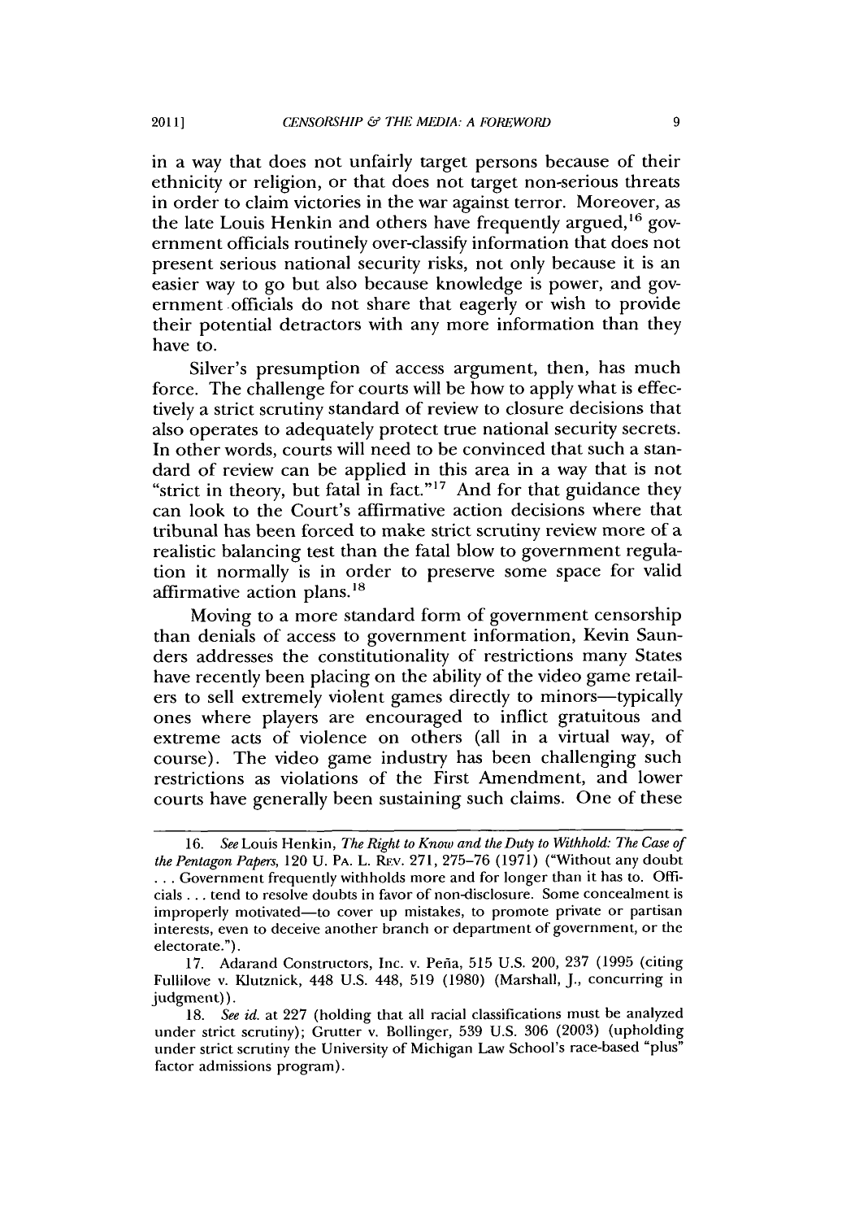in a way that does not unfairly target persons because of their ethnicity or religion, or that does not target non-serious threats in order to claim victories in the war against terror. Moreover, as the late Louis Henkin and others have frequently argued,[16] government officials routinely over-classify information that does not present serious national security risks, not only because it is an easier way to go but also because knowledge is power, and government officials do not share that eagerly or wish to provide their potential detractors with any more information than they have to.

Silver's presumption of access argument, then, has much force. The challenge for courts will be how to apply what is effectively a strict scrutiny standard of review to closure decisions that also operates to adequately protect true national security secrets. In other words, courts will need to be convinced that such a standard of review can be applied in this area in a way that is not "strict in theory, but fatal in fact."[17] And for that guidance they can look to the Court's affirmative action decisions where that tribunal has been forced to make strict scrutiny review more of a realistic balancing test than the fatal blow to government regulation it normally is in order to preserve some space for valid affirmative action plans.[18]

Moving to a more standard form of government censorship than denials of access to government information, Kevin Saunders addresses the constitutionality of restrictions many States have recently been placing on the ability of the video game retailers to sell extremely violent games directly to minors—typically ones where players are encouraged to inflict gratuitous and extreme acts of violence on others (all in a virtual way, of course). The video game industry has been challenging such restrictions as violations of the First Amendment, and lower courts have generally been sustaining such claims. One of these

---

16. *See* Louis Henkin, *The Right to Know and the Duty to Withhold: The Case of the Pentagon Papers*, 120 U. PA. L. REV. 271, 275–76 (1971) ("Without any doubt . . . Government frequently withholds more and for longer than it has to. Officials . . . tend to resolve doubts in favor of non-disclosure. Some concealment is improperly motivated—to cover up mistakes, to promote private or partisan interests, even to deceive another branch or department of government, or the electorate.").

17. Adarand Constructors, Inc. v. Peña, 515 U.S. 200, 237 (1995 (citing Fullilove v. Klutznick, 448 U.S. 448, 519 (1980) (Marshall, J., concurring in judgment)).

18. *See id.* at 227 (holding that all racial classifications must be analyzed under strict scrutiny); Grutter v. Bollinger, 539 U.S. 306 (2003) (upholding under strict scrutiny the University of Michigan Law School's race-based "plus" factor admissions program).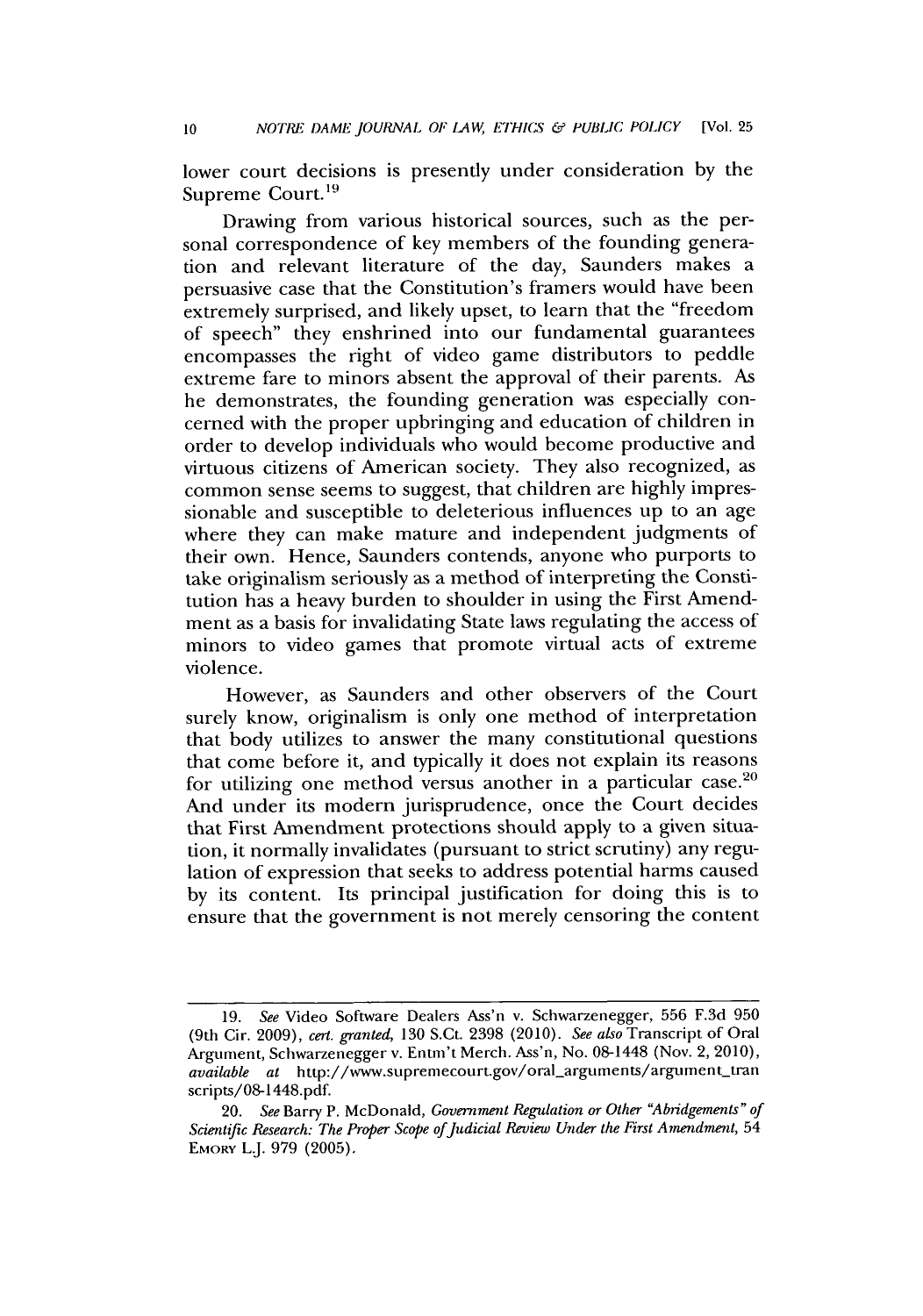lower court decisions is presently under consideration by the Supreme Court.[19]

Drawing from various historical sources, such as the personal correspondence of key members of the founding generation and relevant literature of the day, Saunders makes a persuasive case that the Constitution's framers would have been extremely surprised, and likely upset, to learn that the "freedom of speech" they enshrined into our fundamental guarantees encompasses the right of video game distributors to peddle extreme fare to minors absent the approval of their parents. As he demonstrates, the founding generation was especially concerned with the proper upbringing and education of children in order to develop individuals who would become productive and virtuous citizens of American society. They also recognized, as common sense seems to suggest, that children are highly impressionable and susceptible to deleterious influences up to an age where they can make mature and independent judgments of their own. Hence, Saunders contends, anyone who purports to take originalism seriously as a method of interpreting the Constitution has a heavy burden to shoulder in using the First Amendment as a basis for invalidating State laws regulating the access of minors to video games that promote virtual acts of extreme violence.

However, as Saunders and other observers of the Court surely know, originalism is only one method of interpretation that body utilizes to answer the many constitutional questions that come before it, and typically it does not explain its reasons for utilizing one method versus another in a particular case.[20] And under its modern jurisprudence, once the Court decides that First Amendment protections should apply to a given situation, it normally invalidates (pursuant to strict scrutiny) any regulation of expression that seeks to address potential harms caused by its content. Its principal justification for doing this is to ensure that the government is not merely censoring the content

---

19. *See* Video Software Dealers Ass'n v. Schwarzenegger, 556 F.3d 950 (9th Cir. 2009), *cert. granted*, 130 S.Ct. 2398 (2010). *See also* Transcript of Oral Argument, Schwarzenegger v. Entm't Merch. Ass'n, No. 08-1448 (Nov. 2, 2010), *available at* http://www.supremecourt.gov/oral_arguments/argument_transcripts/08-1448.pdf.

20. *See* Barry P. McDonald, *Government Regulation or Other "Abridgements" of Scientific Research: The Proper Scope of Judicial Review Under the First Amendment*, 54 EMORY L.J. 979 (2005).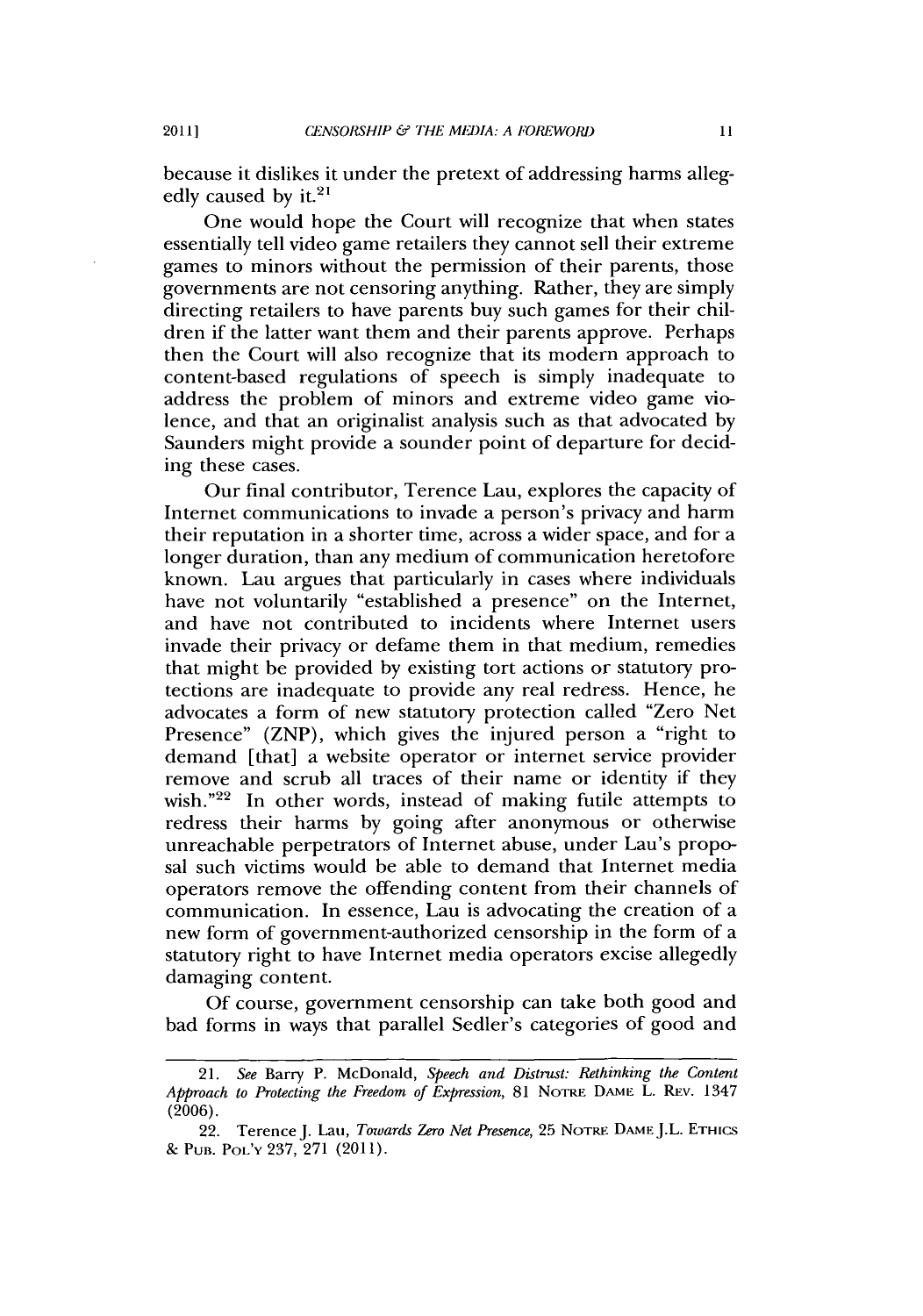because it dislikes it under the pretext of addressing harms allegedly caused by it.[21]

One would hope the Court will recognize that when states essentially tell video game retailers they cannot sell their extreme games to minors without the permission of their parents, those governments are not censoring anything. Rather, they are simply directing retailers to have parents buy such games for their children if the latter want them and their parents approve. Perhaps then the Court will also recognize that its modern approach to content-based regulations of speech is simply inadequate to address the problem of minors and extreme video game violence, and that an originalist analysis such as that advocated by Saunders might provide a sounder point of departure for deciding these cases.

Our final contributor, Terence Lau, explores the capacity of Internet communications to invade a person's privacy and harm their reputation in a shorter time, across a wider space, and for a longer duration, than any medium of communication heretofore known. Lau argues that particularly in cases where individuals have not voluntarily "established a presence" on the Internet, and have not contributed to incidents where Internet users invade their privacy or defame them in that medium, remedies that might be provided by existing tort actions or statutory protections are inadequate to provide any real redress. Hence, he advocates a form of new statutory protection called "Zero Net Presence" (ZNP), which gives the injured person a "right to demand [that] a website operator or internet service provider remove and scrub all traces of their name or identity if they wish."[22] In other words, instead of making futile attempts to redress their harms by going after anonymous or otherwise unreachable perpetrators of Internet abuse, under Lau's proposal such victims would be able to demand that Internet media operators remove the offending content from their channels of communication. In essence, Lau is advocating the creation of a new form of government-authorized censorship in the form of a statutory right to have Internet media operators excise allegedly damaging content.

Of course, government censorship can take both good and bad forms in ways that parallel Sedler's categories of good and

---

21. *See* Barry P. McDonald, *Speech and Distrust: Rethinking the Content Approach to Protecting the Freedom of Expression*, 81 NOTRE DAME L. REV. 1347 (2006).

22. Terence J. Lau, *Towards Zero Net Presence*, 25 NOTRE DAME J.L. ETHICS & PUB. POL'Y 237, 271 (2011).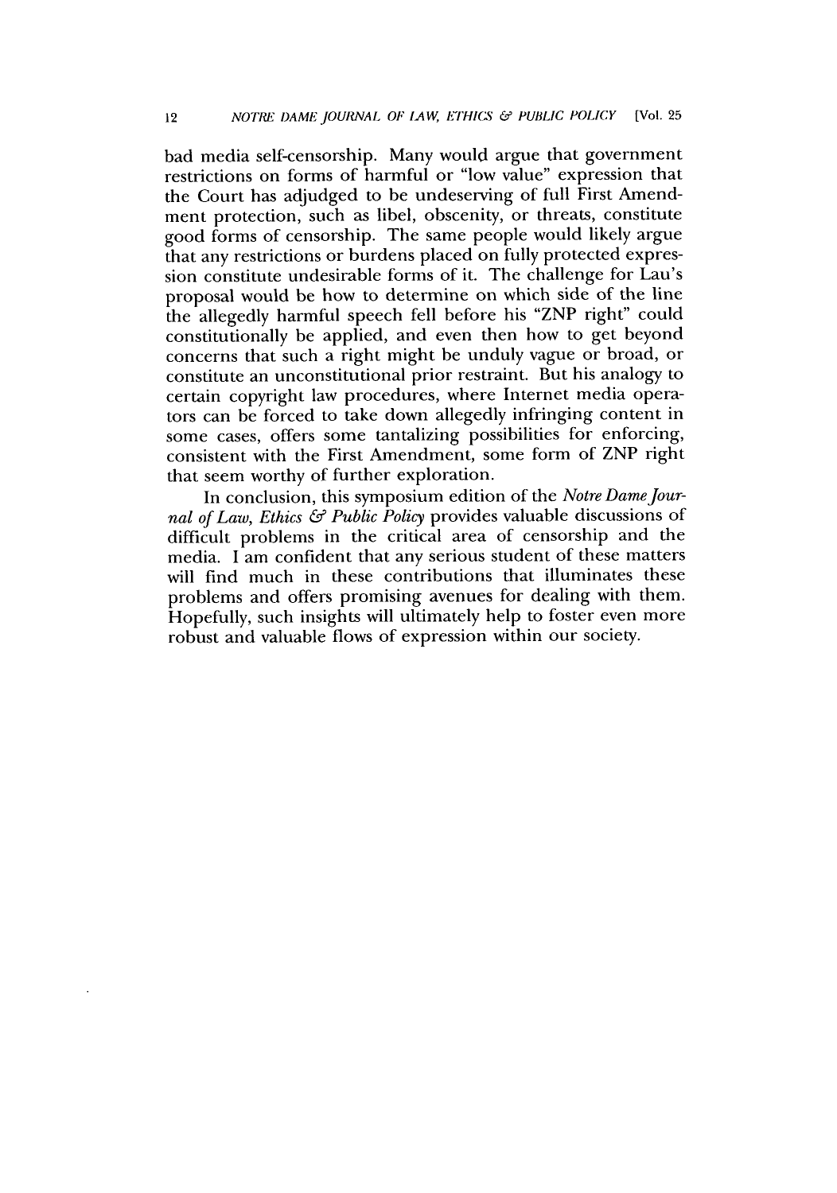bad media self-censorship. Many would argue that government restrictions on forms of harmful or "low value" expression that the Court has adjudged to be undeserving of full First Amendment protection, such as libel, obscenity, or threats, constitute good forms of censorship. The same people would likely argue that any restrictions or burdens placed on fully protected expression constitute undesirable forms of it. The challenge for Lau's proposal would be how to determine on which side of the line the allegedly harmful speech fell before his "ZNP right" could constitutionally be applied, and even then how to get beyond concerns that such a right might be unduly vague or broad, or constitute an unconstitutional prior restraint. But his analogy to certain copyright law procedures, where Internet media operators can be forced to take down allegedly infringing content in some cases, offers some tantalizing possibilities for enforcing, consistent with the First Amendment, some form of ZNP right that seem worthy of further exploration.

In conclusion, this symposium edition of the *Notre Dame Journal of Law, Ethics & Public Policy* provides valuable discussions of difficult problems in the critical area of censorship and the media. I am confident that any serious student of these matters will find much in these contributions that illuminates these problems and offers promising avenues for dealing with them. Hopefully, such insights will ultimately help to foster even more robust and valuable flows of expression within our society.